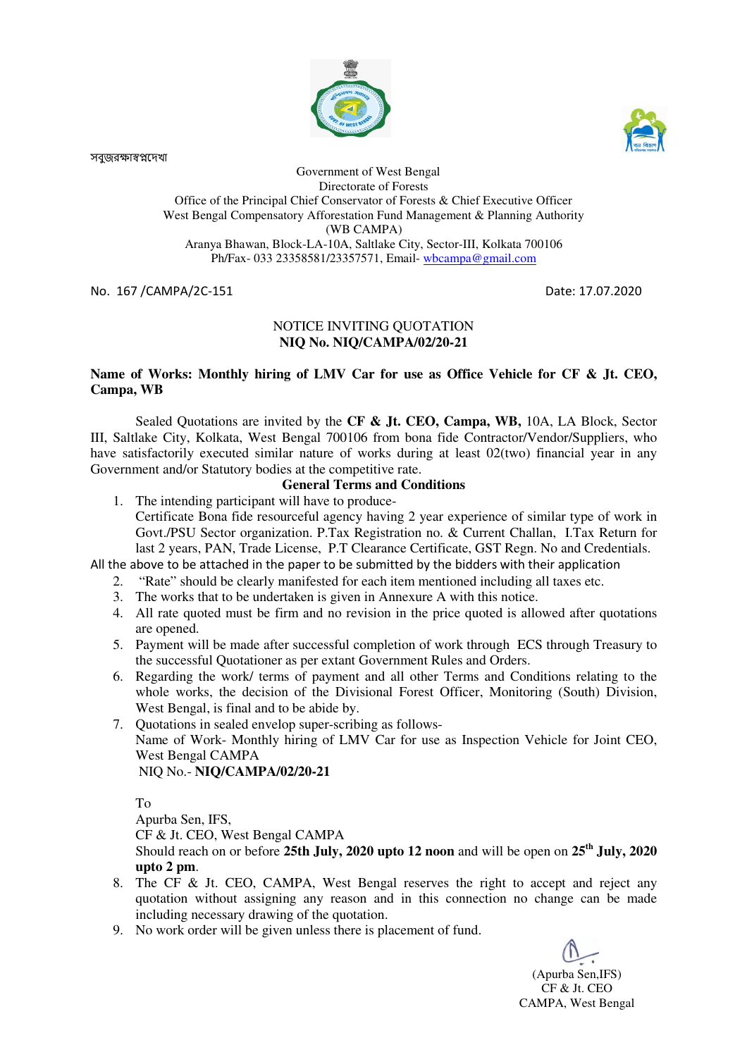সবুজরক্ষাস্বপ্নদেখা

Government of West Bengal
Directorate of Forests
Office of the Principal Chief Conservator of Forests & Chief Executive Officer
West Bengal Compensatory Afforestation Fund Management & Planning Authority
(WB CAMPA)
Aranya Bhawan, Block-LA-10A, Saltlake City, Sector-III, Kolkata 700106
Ph/Fax- 033 23358581/23357571, Email- wbcampa@gmail.com

No. 167 /CAMPA/2C-151 Date: 17.07.2020

NOTICE INVITING QUOTATION
**NIQ No. NIQ/CAMPA/02/20-21**

**Name of Works: Monthly hiring of LMV Car for use as Office Vehicle for CF & Jt. CEO, Campa, WB**

Sealed Quotations are invited by the **CF & Jt. CEO, Campa, WB,** 10A, LA Block, Sector III, Saltlake City, Kolkata, West Bengal 700106 from bona fide Contractor/Vendor/Suppliers, who have satisfactorily executed similar nature of works during at least 02(two) financial year in any Government and/or Statutory bodies at the competitive rate.

**General Terms and Conditions**

1. The intending participant will have to produce-
   Certificate Bona fide resourceful agency having 2 year experience of similar type of work in Govt./PSU Sector organization. P.Tax Registration no. & Current Challan, I.Tax Return for last 2 years, PAN, Trade License, P.T Clearance Certificate, GST Regn. No and Credentials.

All the above to be attached in the paper to be submitted by the bidders with their application

2. "Rate" should be clearly manifested for each item mentioned including all taxes etc.
3. The works that to be undertaken is given in Annexure A with this notice.
4. All rate quoted must be firm and no revision in the price quoted is allowed after quotations are opened.
5. Payment will be made after successful completion of work through ECS through Treasury to the successful Quotationer as per extant Government Rules and Orders.
6. Regarding the work/ terms of payment and all other Terms and Conditions relating to the whole works, the decision of the Divisional Forest Officer, Monitoring (South) Division, West Bengal, is final and to be abide by.
7. Quotations in sealed envelop super-scribing as follows-
   Name of Work- Monthly hiring of LMV Car for use as Inspection Vehicle for Joint CEO, West Bengal CAMPA
   NIQ No.- **NIQ/CAMPA/02/20-21**

   To
   Apurba Sen, IFS,
   CF & Jt. CEO, West Bengal CAMPA
   Should reach on or before **25th July, 2020 upto 12 noon** and will be open on **25th July, 2020 upto 2 pm**.
8. The CF & Jt. CEO, CAMPA, West Bengal reserves the right to accept and reject any quotation without assigning any reason and in this connection no change can be made including necessary drawing of the quotation.
9. No work order will be given unless there is placement of fund.

(Apurba Sen,IFS)
CF & Jt. CEO
CAMPA, West Bengal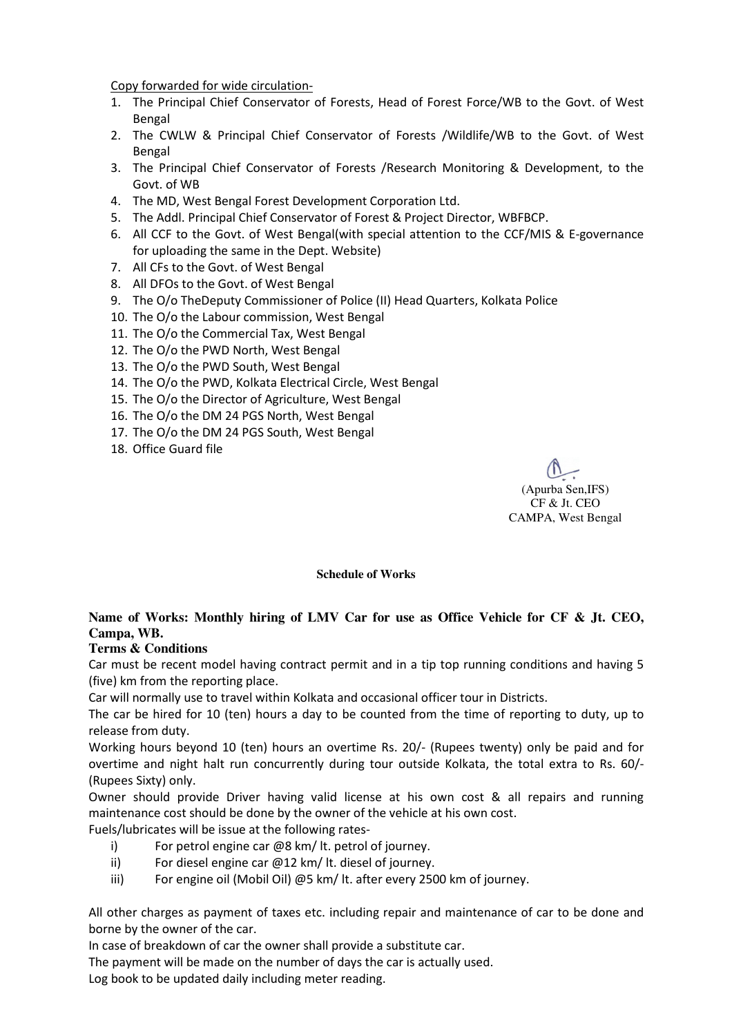Copy forwarded for wide circulation-

1. The Principal Chief Conservator of Forests, Head of Forest Force/WB to the Govt. of West Bengal
2. The CWLW & Principal Chief Conservator of Forests /Wildlife/WB to the Govt. of West Bengal
3. The Principal Chief Conservator of Forests /Research Monitoring & Development, to the Govt. of WB
4. The MD, West Bengal Forest Development Corporation Ltd.
5. The Addl. Principal Chief Conservator of Forest & Project Director, WBFBCP.
6. All CCF to the Govt. of West Bengal(with special attention to the CCF/MIS & E-governance for uploading the same in the Dept. Website)
7. All CFs to the Govt. of West Bengal
8. All DFOs to the Govt. of West Bengal
9. The O/o TheDeputy Commissioner of Police (II) Head Quarters, Kolkata Police
10. The O/o the Labour commission, West Bengal
11. The O/o the Commercial Tax, West Bengal
12. The O/o the PWD North, West Bengal
13. The O/o the PWD South, West Bengal
14. The O/o the PWD, Kolkata Electrical Circle, West Bengal
15. The O/o the Director of Agriculture, West Bengal
16. The O/o the DM 24 PGS North, West Bengal
17. The O/o the DM 24 PGS South, West Bengal
18. Office Guard file

(Apurba Sen,IFS)
CF & Jt. CEO
CAMPA, West Bengal

**Schedule of Works**

**Name of Works: Monthly hiring of LMV Car for use as Office Vehicle for CF & Jt. CEO, Campa, WB.**

**Terms & Conditions**

Car must be recent model having contract permit and in a tip top running conditions and having 5 (five) km from the reporting place.

Car will normally use to travel within Kolkata and occasional officer tour in Districts.

The car be hired for 10 (ten) hours a day to be counted from the time of reporting to duty, up to release from duty.

Working hours beyond 10 (ten) hours an overtime Rs. 20/- (Rupees twenty) only be paid and for overtime and night halt run concurrently during tour outside Kolkata, the total extra to Rs. 60/- (Rupees Sixty) only.

Owner should provide Driver having valid license at his own cost & all repairs and running maintenance cost should be done by the owner of the vehicle at his own cost.

Fuels/lubricates will be issue at the following rates-

i) For petrol engine car @8 km/ lt. petrol of journey.
ii) For diesel engine car @12 km/ lt. diesel of journey.
iii) For engine oil (Mobil Oil) @5 km/ lt. after every 2500 km of journey.

All other charges as payment of taxes etc. including repair and maintenance of car to be done and borne by the owner of the car.

In case of breakdown of car the owner shall provide a substitute car.

The payment will be made on the number of days the car is actually used.

Log book to be updated daily including meter reading.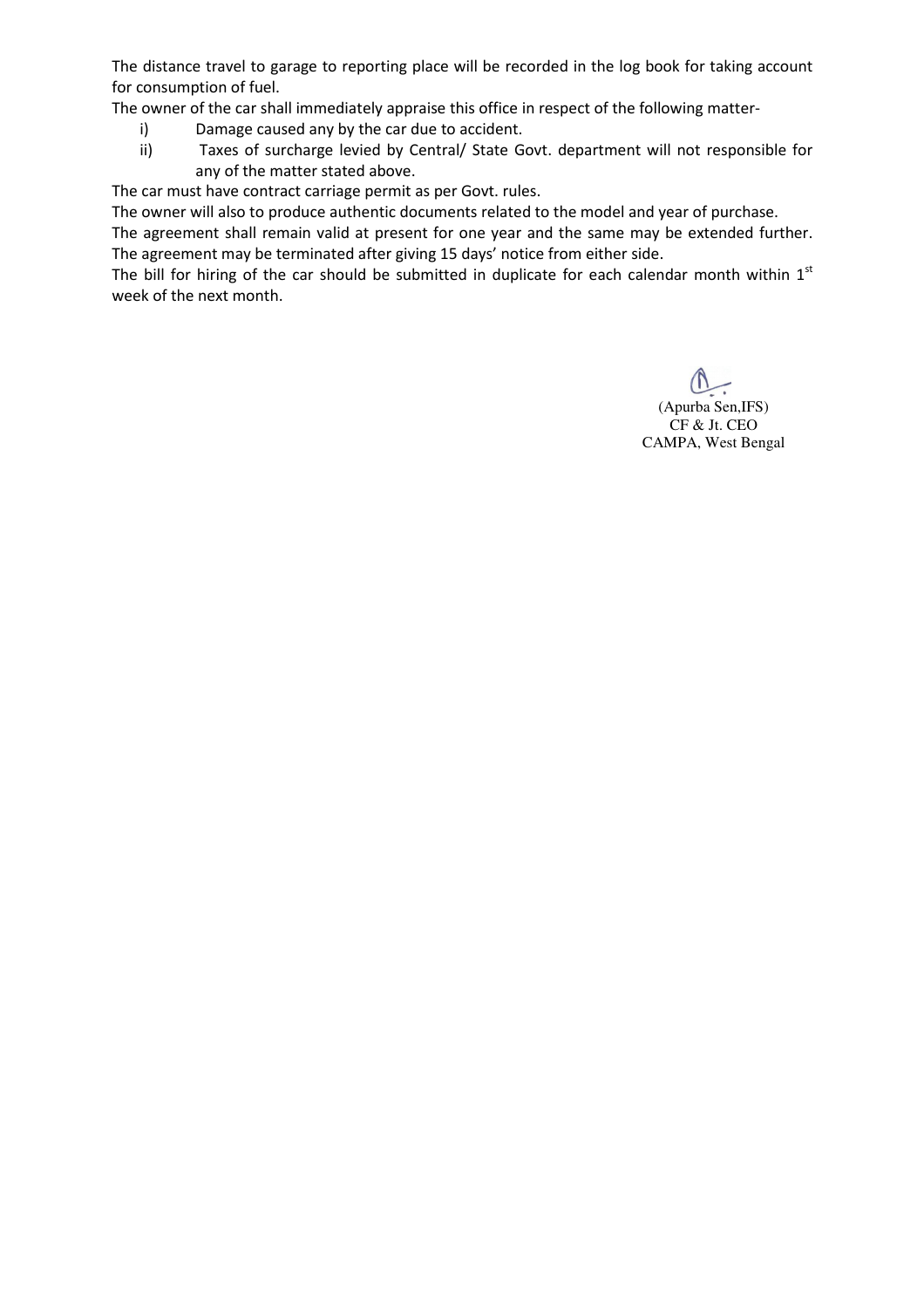The distance travel to garage to reporting place will be recorded in the log book for taking account for consumption of fuel.

The owner of the car shall immediately appraise this office in respect of the following matter-

i) Damage caused any by the car due to accident.

ii) Taxes of surcharge levied by Central/ State Govt. department will not responsible for any of the matter stated above.

The car must have contract carriage permit as per Govt. rules.

The owner will also to produce authentic documents related to the model and year of purchase.

The agreement shall remain valid at present for one year and the same may be extended further. The agreement may be terminated after giving 15 days' notice from either side.

The bill for hiring of the car should be submitted in duplicate for each calendar month within 1st week of the next month.

(Apurba Sen,IFS)
CF & Jt. CEO
CAMPA, West Bengal